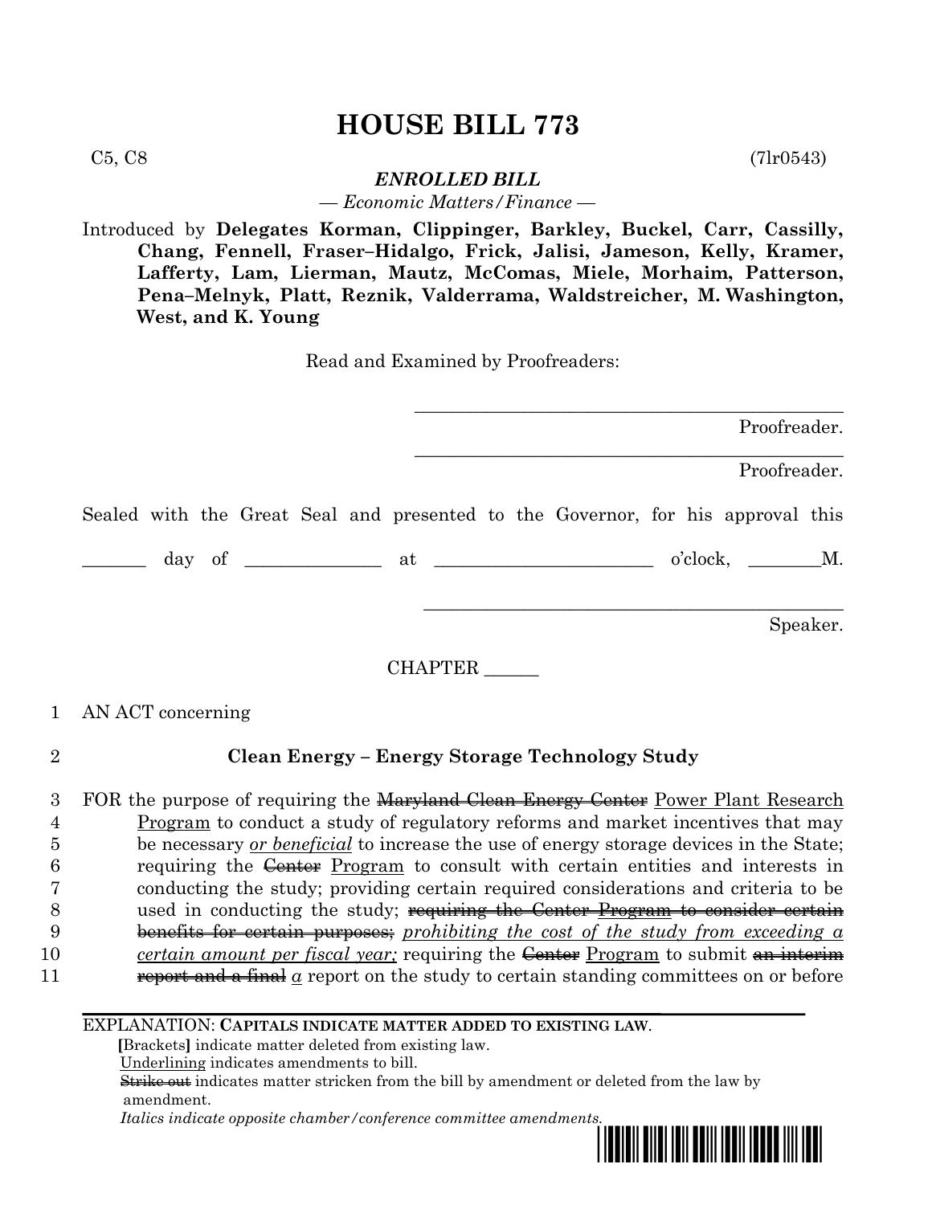# HOUSE BILL 773

C5, C8 (7lr0543)

***ENROLLED BILL***

*— Economic Matters/Finance —*

Introduced by **Delegates Korman, Clippinger, Barkley, Buckel, Carr, Cassilly, Chang, Fennell, Fraser–Hidalgo, Frick, Jalisi, Jameson, Kelly, Kramer, Lafferty, Lam, Lierman, Mautz, McComas, Miele, Morhaim, Patterson, Pena–Melnyk, Platt, Reznik, Valderrama, Waldstreicher, M. Washington, West, and K. Young**

Read and Examined by Proofreaders:

_______________________________________________
Proofreader.

_______________________________________________
Proofreader.

Sealed with the Great Seal and presented to the Governor, for his approval this

_______ day of ______________ at ________________________ o'clock, ________M.

_______________________________________________
Speaker.

CHAPTER ______

1 AN ACT concerning

2 **Clean Energy – Energy Storage Technology Study**

3 FOR the purpose of requiring the ~~Maryland Clean Energy Center~~ <u>Power Plant Research</u>
4 <u>Program</u> to conduct a study of regulatory reforms and market incentives that may
5 be necessary <u>*or beneficial*</u> to increase the use of energy storage devices in the State;
6 requiring the ~~Center~~ <u>Program</u> to consult with certain entities and interests in
7 conducting the study; providing certain required considerations and criteria to be
8 used in conducting the study; ~~requiring the Center~~ ~~<u>Program</u>~~ ~~to consider certain~~
9 ~~benefits for certain purposes;~~ <u>*prohibiting the cost of the study from exceeding a*</u>
10 <u>*certain amount per fiscal year;*</u> requiring the ~~Center~~ <u>Program</u> to submit ~~an interim~~
11 ~~report and a final~~ <u>*a*</u> report on the study to certain standing committees on or before

---

EXPLANATION: **CAPITALS INDICATE MATTER ADDED TO EXISTING LAW.**

**[**Brackets**]** indicate matter deleted from existing law.

<u>Underlining</u> indicates amendments to bill.

~~Strike out~~ indicates matter stricken from the bill by amendment or deleted from the law by amendment.

*Italics indicate opposite chamber/conference committee amendments.*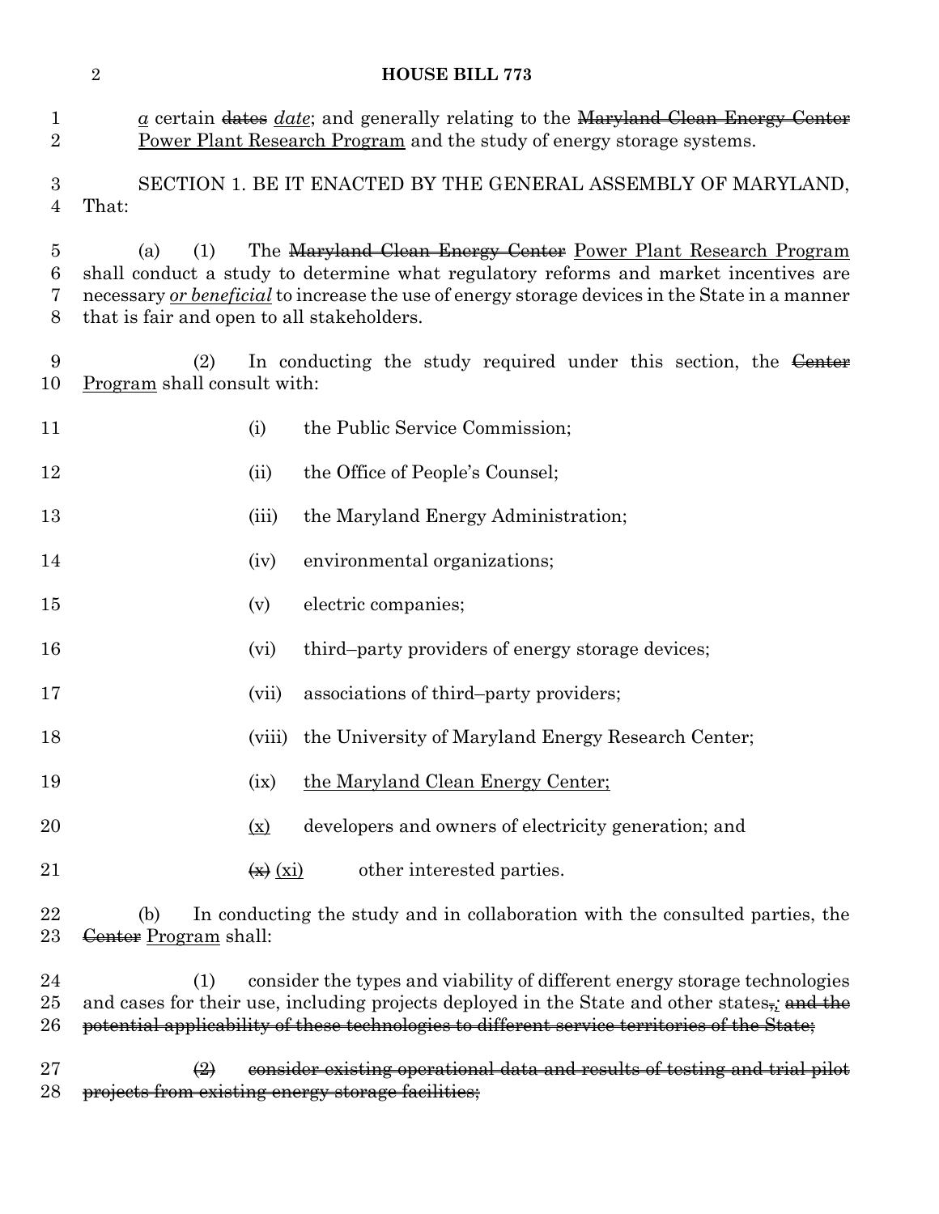~~dates~~ *a* certain *date*; and generally relating to the ~~Maryland Clean Energy Center~~ Power Plant Research Program and the study of energy storage systems.

SECTION 1. BE IT ENACTED BY THE GENERAL ASSEMBLY OF MARYLAND, That:

(a) (1) The ~~Maryland Clean Energy Center~~ Power Plant Research Program shall conduct a study to determine what regulatory reforms and market incentives are necessary *or beneficial* to increase the use of energy storage devices in the State in a manner that is fair and open to all stakeholders.

(2) In conducting the study required under this section, the ~~Center~~ Program shall consult with:

(i) the Public Service Commission;

(ii) the Office of People's Counsel;

(iii) the Maryland Energy Administration;

(iv) environmental organizations;

(v) electric companies;

(vi) third–party providers of energy storage devices;

(vii) associations of third–party providers;

(viii) the University of Maryland Energy Research Center;

(ix) the Maryland Clean Energy Center;

(x) developers and owners of electricity generation; and

~~(x)~~ (xi) other interested parties.

(b) In conducting the study and in collaboration with the consulted parties, the ~~Center~~ Program shall:

(1) consider the types and viability of different energy storage technologies and cases for their use, including projects deployed in the State and other states~~,~~; ~~and the potential applicability of these technologies to different service territories of the State;~~

~~(2) consider existing operational data and results of testing and trial pilot projects from existing energy storage facilities;~~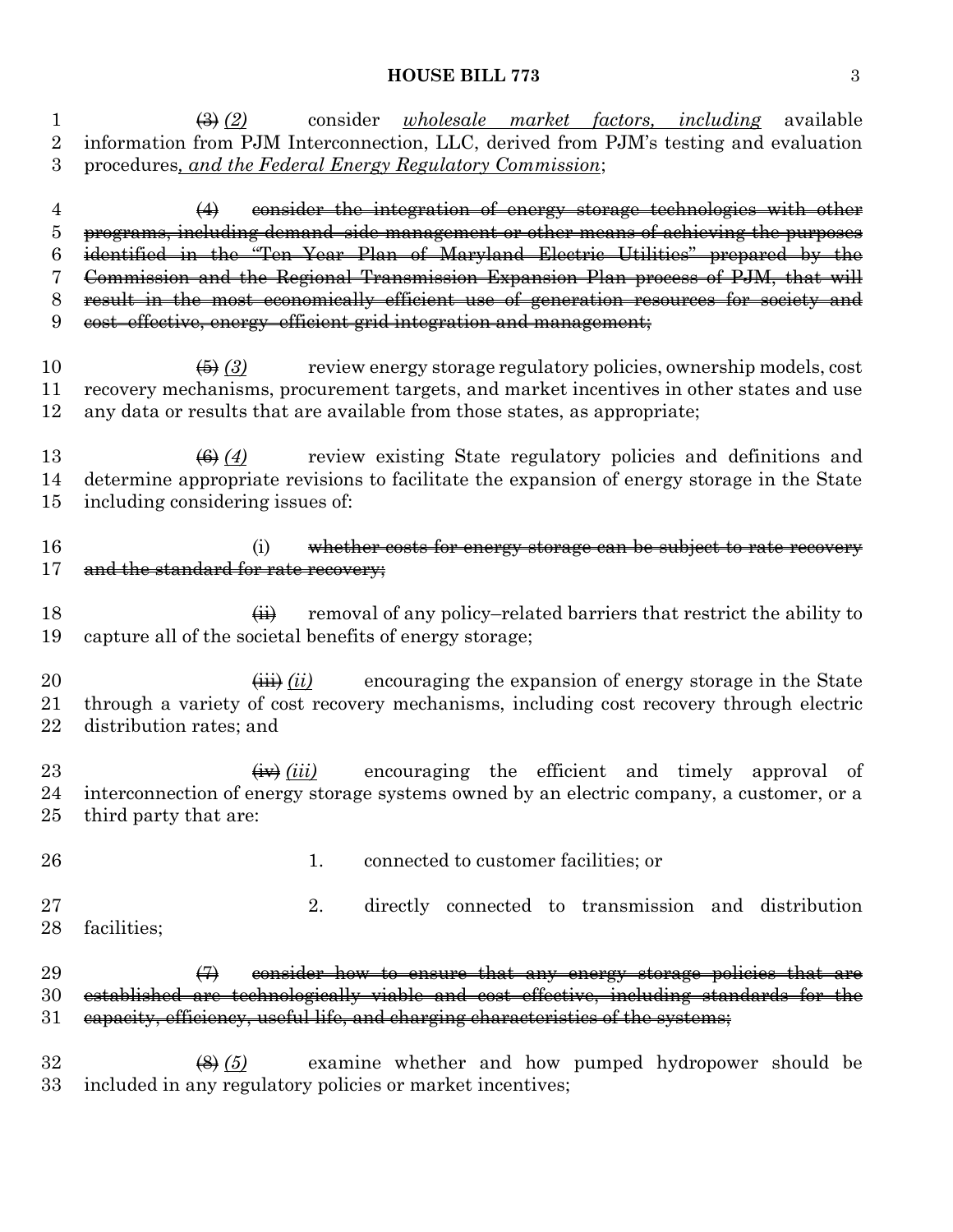~~(3)~~ *(2)* consider *wholesale market factors, including* available information from PJM Interconnection, LLC, derived from PJM's testing and evaluation procedures*, and the Federal Energy Regulatory Commission*;

~~(4) consider the integration of energy storage technologies with other programs, including demand–side management or other means of achieving the purposes identified in the "Ten Year Plan of Maryland Electric Utilities" prepared by the Commission and the Regional Transmission Expansion Plan process of PJM, that will result in the most economically efficient use of generation resources for society and cost–effective, energy–efficient grid integration and management;~~

~~(5)~~ *(3)* review energy storage regulatory policies, ownership models, cost recovery mechanisms, procurement targets, and market incentives in other states and use any data or results that are available from those states, as appropriate;

~~(6)~~ *(4)* review existing State regulatory policies and definitions and determine appropriate revisions to facilitate the expansion of energy storage in the State including considering issues of:

(i) ~~whether costs for energy storage can be subject to rate recovery and the standard for rate recovery;~~

~~(ii)~~ removal of any policy–related barriers that restrict the ability to capture all of the societal benefits of energy storage;

~~(iii)~~ *(ii)* encouraging the expansion of energy storage in the State through a variety of cost recovery mechanisms, including cost recovery through electric distribution rates; and

~~(iv)~~ *(iii)* encouraging the efficient and timely approval of interconnection of energy storage systems owned by an electric company, a customer, or a third party that are:

1. connected to customer facilities; or

2. directly connected to transmission and distribution facilities;

~~(7) consider how to ensure that any energy storage policies that are established are technologically viable and cost–effective, including standards for the capacity, efficiency, useful life, and charging characteristics of the systems;~~

~~(8)~~ *(5)* examine whether and how pumped hydropower should be included in any regulatory policies or market incentives;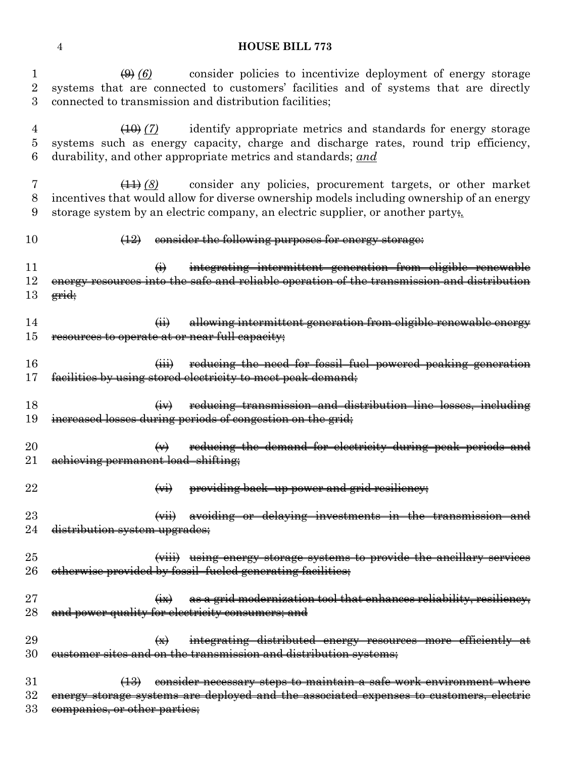~~(9)~~ *(6)* consider policies to incentivize deployment of energy storage systems that are connected to customers' facilities and of systems that are directly connected to transmission and distribution facilities;

~~(10)~~ *(7)* identify appropriate metrics and standards for energy storage systems such as energy capacity, charge and discharge rates, round trip efficiency, durability, and other appropriate metrics and standards; *and*

~~(11)~~ *(8)* consider any policies, procurement targets, or other market incentives that would allow for diverse ownership models including ownership of an energy storage system by an electric company, an electric supplier, or another party~~;~~*.*

~~(12) consider the following purposes for energy storage:~~

~~(i) integrating intermittent generation from eligible renewable energy resources into the safe and reliable operation of the transmission and distribution grid;~~

~~(ii) allowing intermittent generation from eligible renewable energy resources to operate at or near full capacity;~~

~~(iii) reducing the need for fossil fuel powered peaking generation facilities by using stored electricity to meet peak demand;~~

~~(iv) reducing transmission and distribution line losses, including increased losses during periods of congestion on the grid;~~

~~(v) reducing the demand for electricity during peak periods and achieving permanent load–shifting;~~

~~(vi) providing back–up power and grid resiliency;~~

~~(vii) avoiding or delaying investments in the transmission and distribution system upgrades;~~

~~(viii) using energy storage systems to provide the ancillary services otherwise provided by fossil–fueled generating facilities;~~

~~(ix) as a grid modernization tool that enhances reliability, resiliency, and power quality for electricity consumers; and~~

~~(x) integrating distributed energy resources more efficiently at customer sites and on the transmission and distribution systems;~~

~~(13) consider necessary steps to maintain a safe work environment where energy storage systems are deployed and the associated expenses to customers, electric companies, or other parties;~~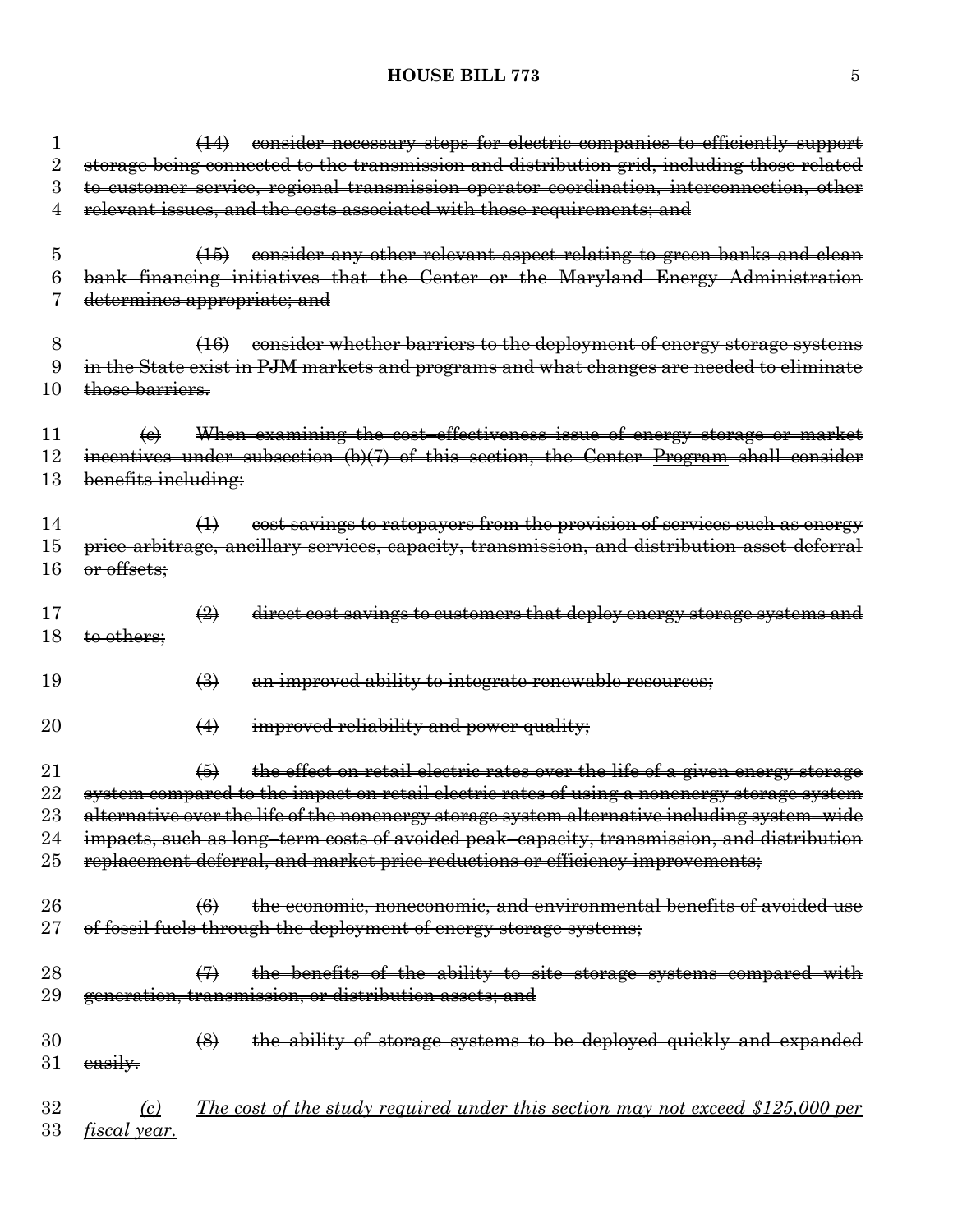~~(14) consider necessary steps for electric companies to efficiently support storage being connected to the transmission and distribution grid, including those related to customer service, regional transmission operator coordination, interconnection, other relevant issues, and the costs associated with those requirements;~~ <u>and</u>

~~(15) consider any other relevant aspect relating to green banks and clean bank financing initiatives that the Center or the Maryland Energy Administration determines appropriate; and~~

~~(16) consider whether barriers to the deployment of energy storage systems in the State exist in PJM markets and programs and what changes are needed to eliminate those barriers.~~

~~(c) When examining the cost–effectiveness issue of energy storage or market incentives under subsection (b)(7) of this section, the Center~~ ~~<u>Program</u>~~ ~~shall consider benefits including:~~

~~(1) cost savings to ratepayers from the provision of services such as energy price arbitrage, ancillary services, capacity, transmission, and distribution asset deferral or offsets;~~

~~(2) direct cost savings to customers that deploy energy storage systems and to others;~~

~~(3) an improved ability to integrate renewable resources;~~

~~(4) improved reliability and power quality;~~

~~(5) the effect on retail electric rates over the life of a given energy storage system compared to the impact on retail electric rates of using a nonenergy storage system alternative over the life of the nonenergy storage system alternative including system–wide impacts, such as long–term costs of avoided peak–capacity, transmission, and distribution replacement deferral, and market price reductions or efficiency improvements;~~

~~(6) the economic, noneconomic, and environmental benefits of avoided use of fossil fuels through the deployment of energy storage systems;~~

~~(7) the benefits of the ability to site storage systems compared with generation, transmission, or distribution assets; and~~

~~(8) the ability of storage systems to be deployed quickly and expanded easily.~~

<u>*(c) The cost of the study required under this section may not exceed $125,000 per fiscal year.*</u>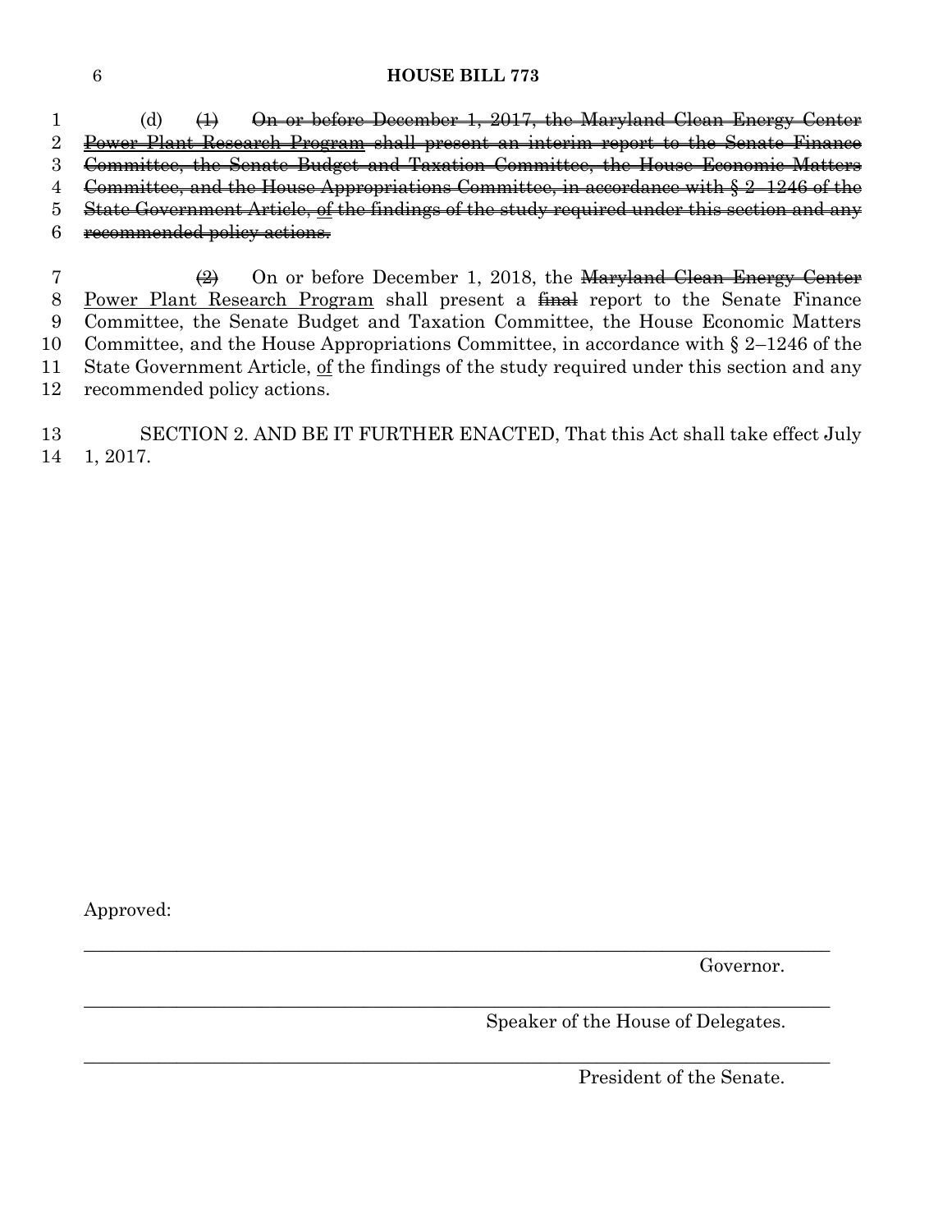(d) ~~(1) On or before December 1, 2017, the Maryland Clean Energy Center~~ ~~Power Plant Research Program shall present an interim report to the Senate Finance Committee, the Senate Budget and Taxation Committee, the House Economic Matters Committee, and the House Appropriations Committee, in accordance with § 2–1246 of the State Government Article, of the findings of the study required under this section and any recommended policy actions.~~

~~(2)~~ On or before December 1, 2018, the ~~Maryland Clean Energy Center~~ Power Plant Research Program shall present a ~~final~~ report to the Senate Finance Committee, the Senate Budget and Taxation Committee, the House Economic Matters Committee, and the House Appropriations Committee, in accordance with § 2–1246 of the State Government Article, of the findings of the study required under this section and any recommended policy actions.

SECTION 2. AND BE IT FURTHER ENACTED, That this Act shall take effect July 1, 2017.

Approved:

\_\_\_\_\_\_\_\_\_\_\_\_\_\_\_\_\_\_\_\_\_\_\_\_\_\_\_\_\_\_\_\_\_\_\_\_\_\_\_\_\_\_\_\_\_\_\_\_

Governor.

\_\_\_\_\_\_\_\_\_\_\_\_\_\_\_\_\_\_\_\_\_\_\_\_\_\_\_\_\_\_\_\_\_\_\_\_\_\_\_\_\_\_\_\_\_\_\_\_

Speaker of the House of Delegates.

\_\_\_\_\_\_\_\_\_\_\_\_\_\_\_\_\_\_\_\_\_\_\_\_\_\_\_\_\_\_\_\_\_\_\_\_\_\_\_\_\_\_\_\_\_\_\_\_

President of the Senate.